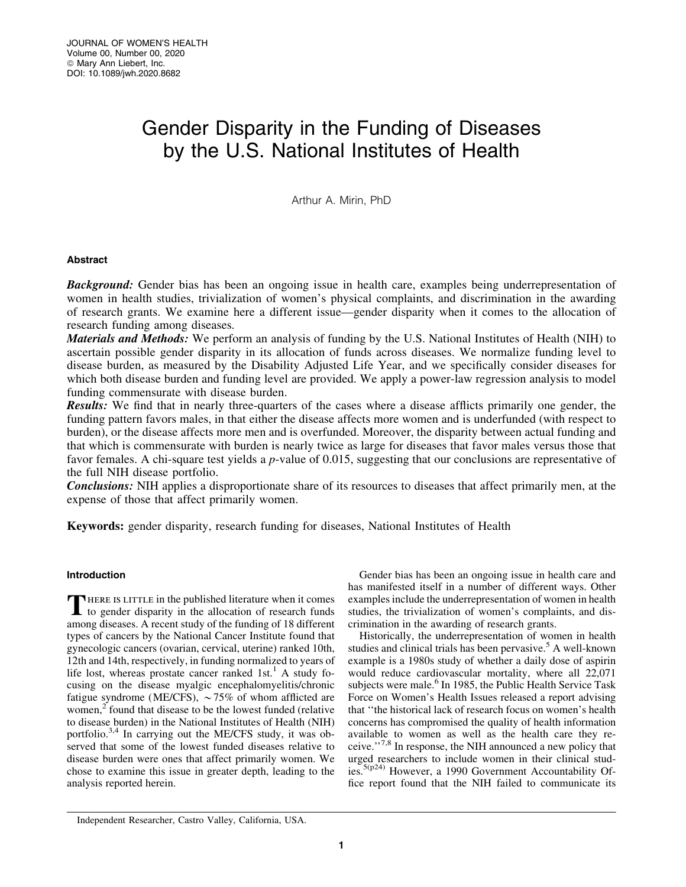# Gender Disparity in the Funding of Diseases by the U.S. National Institutes of Health

Arthur A. Mirin, PhD

## Abstract

***Background:*** Gender bias has been an ongoing issue in health care, examples being underrepresentation of women in health studies, trivialization of women's physical complaints, and discrimination in the awarding of research grants. We examine here a different issue—gender disparity when it comes to the allocation of research funding among diseases.

***Materials and Methods:*** We perform an analysis of funding by the U.S. National Institutes of Health (NIH) to ascertain possible gender disparity in its allocation of funds across diseases. We normalize funding level to disease burden, as measured by the Disability Adjusted Life Year, and we specifically consider diseases for which both disease burden and funding level are provided. We apply a power-law regression analysis to model funding commensurate with disease burden.

***Results:*** We find that in nearly three-quarters of the cases where a disease afflicts primarily one gender, the funding pattern favors males, in that either the disease affects more women and is underfunded (with respect to burden), or the disease affects more men and is overfunded. Moreover, the disparity between actual funding and that which is commensurate with burden is nearly twice as large for diseases that favor males versus those that favor females. A chi-square test yields a $p$-value of 0.015, suggesting that our conclusions are representative of the full NIH disease portfolio.

***Conclusions:*** NIH applies a disproportionate share of its resources to diseases that affect primarily men, at the expense of those that affect primarily women.

**Keywords:** gender disparity, research funding for diseases, National Institutes of Health

## Introduction

There is little in the published literature when it comes to gender disparity in the allocation of research funds among diseases. A recent study of the funding of 18 different types of cancers by the National Cancer Institute found that gynecologic cancers (ovarian, cervical, uterine) ranked 10th, 12th and 14th, respectively, in funding normalized to years of life lost, whereas prostate cancer ranked 1st.[1] A study focusing on the disease myalgic encephalomyelitis/chronic fatigue syndrome (ME/CFS), ~75% of whom afflicted are women,[2] found that disease to be the lowest funded (relative to disease burden) in the National Institutes of Health (NIH) portfolio.[3,4] In carrying out the ME/CFS study, it was observed that some of the lowest funded diseases relative to disease burden were ones that affect primarily women. We chose to examine this issue in greater depth, leading to the analysis reported herein.

Gender bias has been an ongoing issue in health care and has manifested itself in a number of different ways. Other examples include the underrepresentation of women in health studies, the trivialization of women's complaints, and discrimination in the awarding of research grants.

Historically, the underrepresentation of women in health studies and clinical trials has been pervasive.[5] A well-known example is a 1980s study of whether a daily dose of aspirin would reduce cardiovascular mortality, where all 22,071 subjects were male.[6] In 1985, the Public Health Service Task Force on Women's Health Issues released a report advising that "the historical lack of research focus on women's health concerns has compromised the quality of health information available to women as well as the health care they receive."[7,8] In response, the NIH announced a new policy that urged researchers to include women in their clinical studies.[5(p24)] However, a 1990 Government Accountability Office report found that the NIH failed to communicate its

Independent Researcher, Castro Valley, California, USA.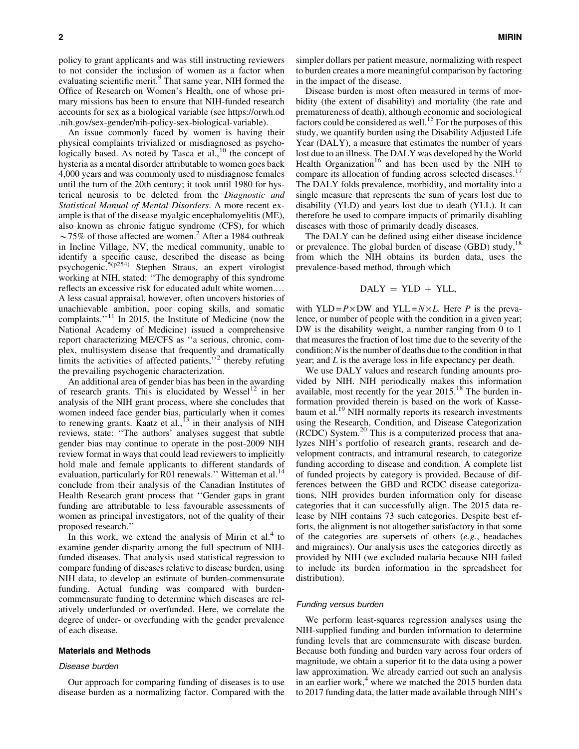policy to grant applicants and was still instructing reviewers to not consider the inclusion of women as a factor when evaluating scientific merit.[9] That same year, NIH formed the Office of Research on Women's Health, one of whose primary missions has been to ensure that NIH-funded research accounts for sex as a biological variable (see https://orwh.od.nih.gov/sex-gender/nih-policy-sex-biological-variable).

An issue commonly faced by women is having their physical complaints trivialized or misdiagnosed as psychologically based. As noted by Tasca et al.,[10] the concept of hysteria as a mental disorder attributable to women goes back 4,000 years and was commonly used to misdiagnose females until the turn of the 20th century; it took until 1980 for hysterical neurosis to be deleted from the *Diagnostic and Statistical Manual of Mental Disorders*. A more recent example is that of the disease myalgic encephalomyelitis (ME), also known as chronic fatigue syndrome (CFS), for which ~75% of those affected are women.[2] After a 1984 outbreak in Incline Village, NV, the medical community, unable to identify a specific cause, described the disease as being psychogenic.[5(p254)] Stephen Straus, an expert virologist working at NIH, stated: ''The demography of this syndrome reflects an excessive risk for educated adult white women.… A less casual appraisal, however, often uncovers histories of unachievable ambition, poor coping skills, and somatic complaints.''[11] In 2015, the Institute of Medicine (now the National Academy of Medicine) issued a comprehensive report characterizing ME/CFS as ''a serious, chronic, complex, multisystem disease that frequently and dramatically limits the activities of affected patients,''[2] thereby refuting the prevailing psychogenic characterization.

An additional area of gender bias has been in the awarding of research grants. This is elucidated by Wessel[12] in her analysis of the NIH grant process, where she concludes that women indeed face gender bias, particularly when it comes to renewing grants. Kaatz et al.,[13] in their analysis of NIH reviews, state: ''The authors' analyses suggest that subtle gender bias may continue to operate in the post-2009 NIH review format in ways that could lead reviewers to implicitly hold male and female applicants to different standards of evaluation, particularly for R01 renewals.'' Witteman et al.[14] conclude from their analysis of the Canadian Institutes of Health Research grant process that ''Gender gaps in grant funding are attributable to less favourable assessments of women as principal investigators, not of the quality of their proposed research.''

In this work, we extend the analysis of Mirin et al.[4] to examine gender disparity among the full spectrum of NIH-funded diseases. That analysis used statistical regression to compare funding of diseases relative to disease burden, using NIH data, to develop an estimate of burden-commensurate funding. Actual funding was compared with burden-commensurate funding to determine which diseases are relatively underfunded or overfunded. Here, we correlate the degree of under- or overfunding with the gender prevalence of each disease.

## Materials and Methods

### *Disease burden*

Our approach for comparing funding of diseases is to use disease burden as a normalizing factor. Compared with the simpler dollars per patient measure, normalizing with respect to burden creates a more meaningful comparison by factoring in the impact of the disease.

Disease burden is most often measured in terms of morbidity (the extent of disability) and mortality (the rate and prematureness of death), although economic and sociological factors could be considered as well.[15] For the purposes of this study, we quantify burden using the Disability Adjusted Life Year (DALY), a measure that estimates the number of years lost due to an illness. The DALY was developed by the World Health Organization[16] and has been used by the NIH to compare its allocation of funding across selected diseases.[17] The DALY folds prevalence, morbidity, and mortality into a single measure that represents the sum of years lost due to disability (YLD) and years lost due to death (YLL). It can therefore be used to compare impacts of primarily disabling diseases with those of primarily deadly diseases.

The DALY can be defined using either disease incidence or prevalence. The global burden of disease (GBD) study,[18] from which the NIH obtains its burden data, uses the prevalence-based method, through which

$$\mathrm{DALY} = \mathrm{YLD} + \mathrm{YLL},$$

with $\mathrm{YLD} = P \times \mathrm{DW}$ and $\mathrm{YLL} = N \times L$. Here $P$ is the prevalence, or number of people with the condition in a given year; DW is the disability weight, a number ranging from 0 to 1 that measures the fraction of lost time due to the severity of the condition; $N$ is the number of deaths due to the condition in that year; and $L$ is the average loss in life expectancy per death.

We use DALY values and research funding amounts provided by NIH. NIH periodically makes this information available, most recently for the year 2015.[18] The burden information provided therein is based on the work of Kassebaum et al.[19] NIH normally reports its research investments using the Research, Condition, and Disease Categorization (RCDC) System.[20] This is a computerized process that analyzes NIH's portfolio of research grants, research and development contracts, and intramural research, to categorize funding according to disease and condition. A complete list of funded projects by category is provided. Because of differences between the GBD and RCDC disease categorizations, NIH provides burden information only for disease categories that it can successfully align. The 2015 data release by NIH contains 73 such categories. Despite best efforts, the alignment is not altogether satisfactory in that some of the categories are supersets of others (*e.g.*, headaches and migraines). Our analysis uses the categories directly as provided by NIH (we excluded malaria because NIH failed to include its burden information in the spreadsheet for distribution).

### *Funding versus burden*

We perform least-squares regression analyses using the NIH-supplied funding and burden information to determine funding levels that are commensurate with disease burden. Because both funding and burden vary across four orders of magnitude, we obtain a superior fit to the data using a power law approximation. We already carried out such an analysis in an earlier work,[4] where we matched the 2015 burden data to 2017 funding data, the latter made available through NIH's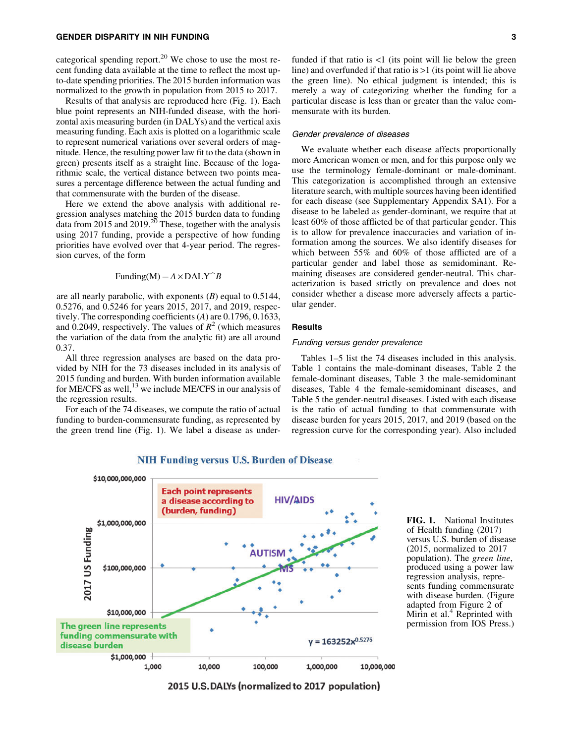categorical spending report.[20] We chose to use the most recent funding data available at the time to reflect the most up-to-date spending priorities. The 2015 burden information was normalized to the growth in population from 2015 to 2017.

Results of that analysis are reproduced here (Fig. 1). Each blue point represents an NIH-funded disease, with the horizontal axis measuring burden (in DALYs) and the vertical axis measuring funding. Each axis is plotted on a logarithmic scale to represent numerical variations over several orders of magnitude. Hence, the resulting power law fit to the data (shown in green) presents itself as a straight line. Because of the logarithmic scale, the vertical distance between two points measures a percentage difference between the actual funding and that commensurate with the burden of the disease.

Here we extend the above analysis with additional regression analyses matching the 2015 burden data to funding data from 2015 and 2019.[20] These, together with the analysis using 2017 funding, provide a perspective of how funding priorities have evolved over that 4-year period. The regression curves, of the form

$$\text{Funding(M)} = A \times \text{DALY}^{\wedge}B$$

are all nearly parabolic, with exponents ($B$) equal to 0.5144, 0.5276, and 0.5246 for years 2015, 2017, and 2019, respectively. The corresponding coefficients ($A$) are 0.1796, 0.1633, and 0.2049, respectively. The values of $R^2$ (which measures the variation of the data from the analytic fit) are all around 0.37.

All three regression analyses are based on the data provided by NIH for the 73 diseases included in its analysis of 2015 funding and burden. With burden information available for ME/CFS as well,[13] we include ME/CFS in our analysis of the regression results.

For each of the 74 diseases, we compute the ratio of actual funding to burden-commensurate funding, as represented by the green trend line (Fig. 1). We label a disease as underfunded if that ratio is <1 (its point will lie below the green line) and overfunded if that ratio is >1 (its point will lie above the green line). No ethical judgment is intended; this is merely a way of categorizing whether the funding for a particular disease is less than or greater than the value commensurate with its burden.

### *Gender prevalence of diseases*

We evaluate whether each disease affects proportionally more American women or men, and for this purpose only we use the terminology female-dominant or male-dominant. This categorization is accomplished through an extensive literature search, with multiple sources having been identified for each disease (see Supplementary Appendix SA1). For a disease to be labeled as gender-dominant, we require that at least 60% of those afflicted be of that particular gender. This is to allow for prevalence inaccuracies and variation of information among the sources. We also identify diseases for which between 55% and 60% of those afflicted are of a particular gender and label those as semidominant. Remaining diseases are considered gender-neutral. This characterization is based strictly on prevalence and does not consider whether a disease more adversely affects a particular gender.

## Results

### *Funding versus gender prevalence*

Tables 1–5 list the 74 diseases included in this analysis. Table 1 contains the male-dominant diseases, Table 2 the female-dominant diseases, Table 3 the male-semidominant diseases, Table 4 the female-semidominant diseases, and Table 5 the gender-neutral diseases. Listed with each disease is the ratio of actual funding to that commensurate with disease burden for years 2015, 2017, and 2019 (based on the regression curve for the corresponding year). Also included

**FIG. 1.** National Institutes of Health funding (2017) versus U.S. burden of disease (2015, normalized to 2017 population). The *green line*, produced using a power law regression analysis, represents funding commensurate with disease burden. (Figure adapted from Figure 2 of Mirin et al.[4] Reprinted with permission from IOS Press.)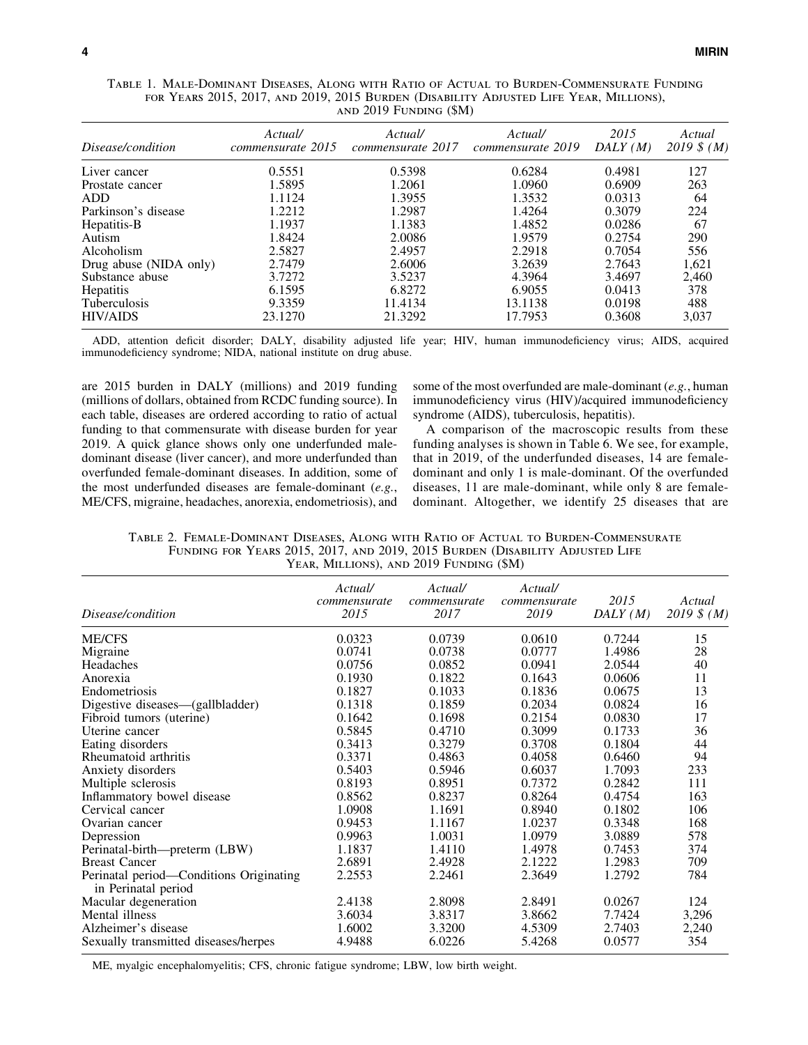Table 1. Male-Dominant Diseases, Along with Ratio of Actual to Burden-Commensurate Funding for Years 2015, 2017, and 2019, 2015 Burden (Disability Adjusted Life Year, Millions), and 2019 Funding ($M)

| Disease/condition | Actual/ commensurate 2015 | Actual/ commensurate 2017 | Actual/ commensurate 2019 | 2015 DALY (M) | Actual 2019 $ (M) |
|---|---|---|---|---|---|
| Liver cancer | 0.5551 | 0.5398 | 0.6284 | 0.4981 | 127 |
| Prostate cancer | 1.5895 | 1.2061 | 1.0960 | 0.6909 | 263 |
| ADD | 1.1124 | 1.3955 | 1.3532 | 0.0313 | 64 |
| Parkinson's disease | 1.2212 | 1.2987 | 1.4264 | 0.3079 | 224 |
| Hepatitis-B | 1.1937 | 1.1383 | 1.4852 | 0.0286 | 67 |
| Autism | 1.8424 | 2.0086 | 1.9579 | 0.2754 | 290 |
| Alcoholism | 2.5827 | 2.4957 | 2.2918 | 0.7054 | 556 |
| Drug abuse (NIDA only) | 2.7479 | 2.6006 | 3.2639 | 2.7643 | 1,621 |
| Substance abuse | 3.7272 | 3.5237 | 4.3964 | 3.4697 | 2,460 |
| Hepatitis | 6.1595 | 6.8272 | 6.9055 | 0.0413 | 378 |
| Tuberculosis | 9.3359 | 11.4134 | 13.1138 | 0.0198 | 488 |
| HIV/AIDS | 23.1270 | 21.3292 | 17.7953 | 0.3608 | 3,037 |

ADD, attention deficit disorder; DALY, disability adjusted life year; HIV, human immunodeficiency virus; AIDS, acquired immunodeficiency syndrome; NIDA, national institute on drug abuse.

are 2015 burden in DALY (millions) and 2019 funding (millions of dollars, obtained from RCDC funding source). In each table, diseases are ordered according to ratio of actual funding to that commensurate with disease burden for year 2019. A quick glance shows only one underfunded male-dominant disease (liver cancer), and more underfunded than overfunded female-dominant diseases. In addition, some of the most underfunded diseases are female-dominant (*e.g.*, ME/CFS, migraine, headaches, anorexia, endometriosis), and some of the most overfunded are male-dominant (*e.g.*, human immunodeficiency virus (HIV)/acquired immunodeficiency syndrome (AIDS), tuberculosis, hepatitis).

A comparison of the macroscopic results from these funding analyses is shown in Table 6. We see, for example, that in 2019, of the underfunded diseases, 14 are female-dominant and only 1 is male-dominant. Of the overfunded diseases, 11 are male-dominant, while only 8 are female-dominant. Altogether, we identify 25 diseases that are

Table 2. Female-Dominant Diseases, Along with Ratio of Actual to Burden-Commensurate Funding for Years 2015, 2017, and 2019, 2015 Burden (Disability Adjusted Life Year, Millions), and 2019 Funding ($M)

| Disease/condition | Actual/ commensurate 2015 | Actual/ commensurate 2017 | Actual/ commensurate 2019 | 2015 DALY (M) | Actual 2019 $ (M) |
|---|---|---|---|---|---|
| ME/CFS | 0.0323 | 0.0739 | 0.0610 | 0.7244 | 15 |
| Migraine | 0.0741 | 0.0738 | 0.0777 | 1.4986 | 28 |
| Headaches | 0.0756 | 0.0852 | 0.0941 | 2.0544 | 40 |
| Anorexia | 0.1930 | 0.1822 | 0.1643 | 0.0606 | 11 |
| Endometriosis | 0.1827 | 0.1033 | 0.1836 | 0.0675 | 13 |
| Digestive diseases—(gallbladder) | 0.1318 | 0.1859 | 0.2034 | 0.0824 | 16 |
| Fibroid tumors (uterine) | 0.1642 | 0.1698 | 0.2154 | 0.0830 | 17 |
| Uterine cancer | 0.5845 | 0.4710 | 0.3099 | 0.1733 | 36 |
| Eating disorders | 0.3413 | 0.3279 | 0.3708 | 0.1804 | 44 |
| Rheumatoid arthritis | 0.3371 | 0.4863 | 0.4058 | 0.6460 | 94 |
| Anxiety disorders | 0.5403 | 0.5946 | 0.6037 | 1.7093 | 233 |
| Multiple sclerosis | 0.8193 | 0.8951 | 0.7372 | 0.2842 | 111 |
| Inflammatory bowel disease | 0.8562 | 0.8237 | 0.8264 | 0.4754 | 163 |
| Cervical cancer | 1.0908 | 1.1691 | 0.8940 | 0.1802 | 106 |
| Ovarian cancer | 0.9453 | 1.1167 | 1.0237 | 0.3348 | 168 |
| Depression | 0.9963 | 1.0031 | 1.0979 | 3.0889 | 578 |
| Perinatal-birth—preterm (LBW) | 1.1837 | 1.4110 | 1.4978 | 0.7453 | 374 |
| Breast Cancer | 2.6891 | 2.4928 | 2.1222 | 1.2983 | 709 |
| Perinatal period—Conditions Originating in Perinatal period | 2.2553 | 2.2461 | 2.3649 | 1.2792 | 784 |
| Macular degeneration | 2.4138 | 2.8098 | 2.8491 | 0.0267 | 124 |
| Mental illness | 3.6034 | 3.8317 | 3.8662 | 7.7424 | 3,296 |
| Alzheimer's disease | 1.6002 | 3.3200 | 4.5309 | 2.7403 | 2,240 |
| Sexually transmitted diseases/herpes | 4.9488 | 6.0226 | 5.4268 | 0.0577 | 354 |

ME, myalgic encephalomyelitis; CFS, chronic fatigue syndrome; LBW, low birth weight.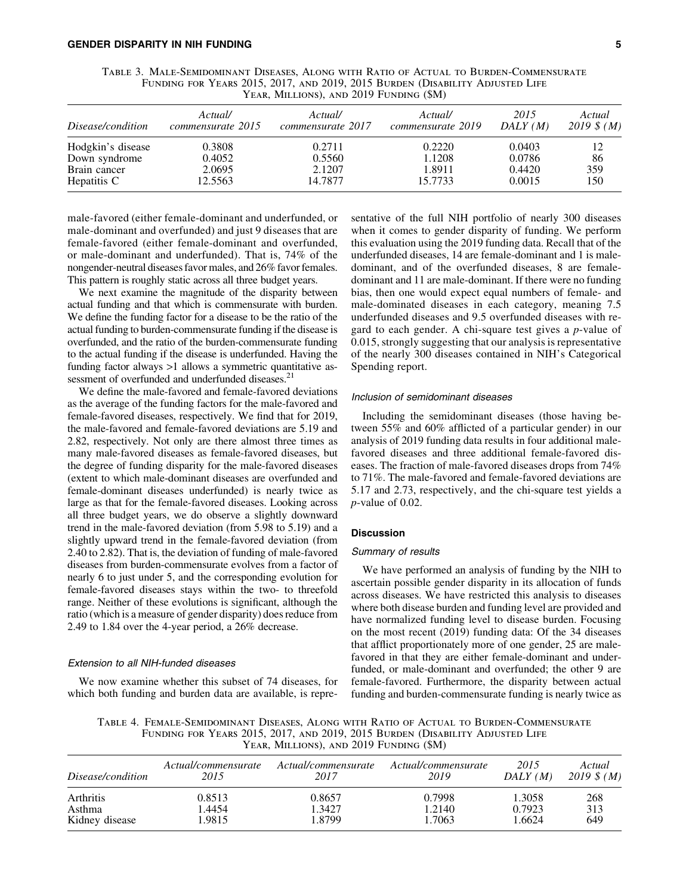Table 3. Male-Semidominant Diseases, Along with Ratio of Actual to Burden-Commensurate Funding for Years 2015, 2017, and 2019, 2015 Burden (Disability Adjusted Life Year, Millions), and 2019 Funding ($M)

| *Disease/condition* | *Actual/ commensurate 2015* | *Actual/ commensurate 2017* | *Actual/ commensurate 2019* | *2015 DALY (M)* | *Actual 2019 $ (M)* |
|---|---|---|---|---|---|
| Hodgkin's disease | 0.3808 | 0.2711 | 0.2220 | 0.0403 | 12 |
| Down syndrome | 0.4052 | 0.5560 | 1.1208 | 0.0786 | 86 |
| Brain cancer | 2.0695 | 2.1207 | 1.8911 | 0.4420 | 359 |
| Hepatitis C | 12.5563 | 14.7877 | 15.7733 | 0.0015 | 150 |

male-favored (either female-dominant and underfunded, or male-dominant and overfunded) and just 9 diseases that are female-favored (either female-dominant and overfunded, or male-dominant and underfunded). That is, 74% of the nongender-neutral diseases favor males, and 26% favor females. This pattern is roughly static across all three budget years.

We next examine the magnitude of the disparity between actual funding and that which is commensurate with burden. We define the funding factor for a disease to be the ratio of the actual funding to burden-commensurate funding if the disease is overfunded, and the ratio of the burden-commensurate funding to the actual funding if the disease is underfunded. Having the funding factor always >1 allows a symmetric quantitative assessment of overfunded and underfunded diseases.[21]

We define the male-favored and female-favored deviations as the average of the funding factors for the male-favored and female-favored diseases, respectively. We find that for 2019, the male-favored and female-favored deviations are 5.19 and 2.82, respectively. Not only are there almost three times as many male-favored diseases as female-favored diseases, but the degree of funding disparity for the male-favored diseases (extent to which male-dominant diseases are overfunded and female-dominant diseases underfunded) is nearly twice as large as that for the female-favored diseases. Looking across all three budget years, we do observe a slightly downward trend in the male-favored deviation (from 5.98 to 5.19) and a slightly upward trend in the female-favored deviation (from 2.40 to 2.82). That is, the deviation of funding of male-favored diseases from burden-commensurate evolves from a factor of nearly 6 to just under 5, and the corresponding evolution for female-favored diseases stays within the two- to threefold range. Neither of these evolutions is significant, although the ratio (which is a measure of gender disparity) does reduce from 2.49 to 1.84 over the 4-year period, a 26% decrease.

### *Extension to all NIH-funded diseases*

We now examine whether this subset of 74 diseases, for which both funding and burden data are available, is representative of the full NIH portfolio of nearly 300 diseases when it comes to gender disparity of funding. We perform this evaluation using the 2019 funding data. Recall that of the underfunded diseases, 14 are female-dominant and 1 is male-dominant, and of the overfunded diseases, 8 are female-dominant and 11 are male-dominant. If there were no funding bias, then one would expect equal numbers of female- and male-dominated diseases in each category, meaning 7.5 underfunded diseases and 9.5 overfunded diseases with regard to each gender. A chi-square test gives a $p$-value of 0.015, strongly suggesting that our analysis is representative of the nearly 300 diseases contained in NIH's Categorical Spending report.

### *Inclusion of semidominant diseases*

Including the semidominant diseases (those having between 55% and 60% afflicted of a particular gender) in our analysis of 2019 funding data results in four additional male-favored diseases and three additional female-favored diseases. The fraction of male-favored diseases drops from 74% to 71%. The male-favored and female-favored deviations are 5.17 and 2.73, respectively, and the chi-square test yields a $p$-value of 0.02.

## Discussion

### *Summary of results*

We have performed an analysis of funding by the NIH to ascertain possible gender disparity in its allocation of funds across diseases. We have restricted this analysis to diseases where both disease burden and funding level are provided and have normalized funding level to disease burden. Focusing on the most recent (2019) funding data: Of the 34 diseases that afflict proportionately more of one gender, 25 are male-favored in that they are either female-dominant and underfunded, or male-dominant and overfunded; the other 9 are female-favored. Furthermore, the disparity between actual funding and burden-commensurate funding is nearly twice as

Table 4. Female-Semidominant Diseases, Along with Ratio of Actual to Burden-Commensurate Funding for Years 2015, 2017, and 2019, 2015 Burden (Disability Adjusted Life Year, Millions), and 2019 Funding ($M)

| *Disease/condition* | *Actual/commensurate 2015* | *Actual/commensurate 2017* | *Actual/commensurate 2019* | *2015 DALY (M)* | *Actual 2019 $ (M)* |
|---|---|---|---|---|---|
| Arthritis | 0.8513 | 0.8657 | 0.7998 | 1.3058 | 268 |
| Asthma | 1.4454 | 1.3427 | 1.2140 | 0.7923 | 313 |
| Kidney disease | 1.9815 | 1.8799 | 1.7063 | 1.6624 | 649 |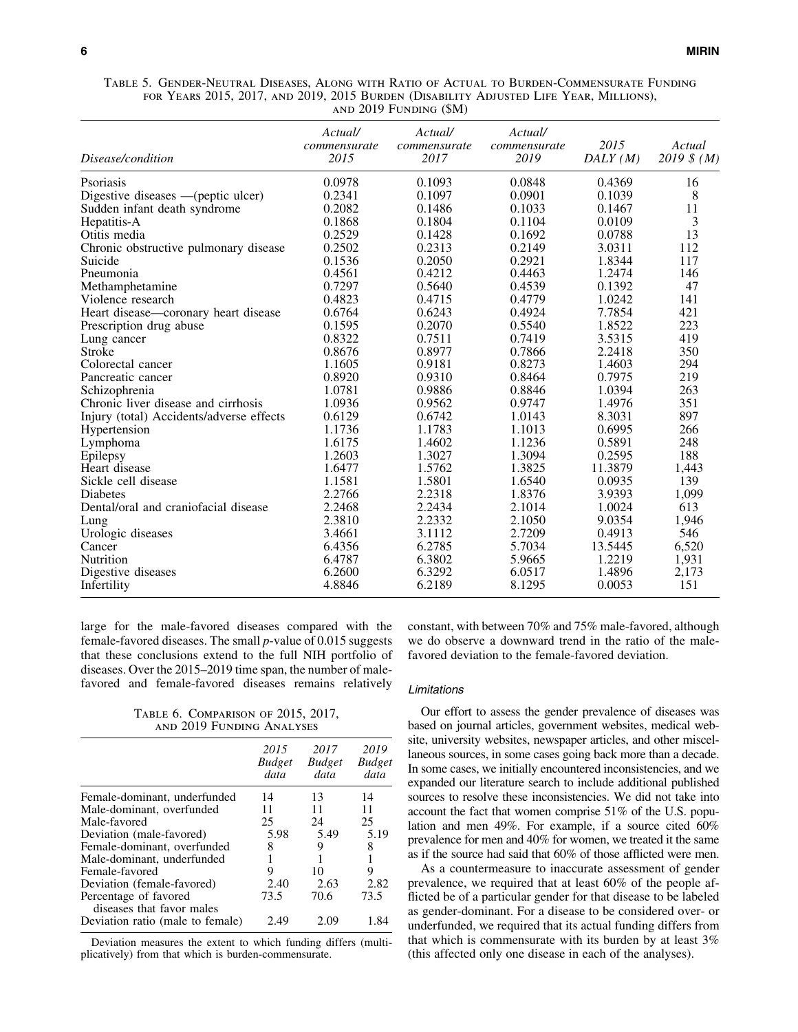Table 5. Gender-Neutral Diseases, Along with Ratio of Actual to Burden-Commensurate Funding for Years 2015, 2017, and 2019, 2015 Burden (Disability Adjusted Life Year, Millions), and 2019 Funding ($M)

| *Disease/condition* | *Actual/ commensurate 2015* | *Actual/ commensurate 2017* | *Actual/ commensurate 2019* | *2015 DALY (M)* | *Actual 2019 $ (M)* |
|---|---|---|---|---|---|
| Psoriasis | 0.0978 | 0.1093 | 0.0848 | 0.4369 | 16 |
| Digestive diseases —(peptic ulcer) | 0.2341 | 0.1097 | 0.0901 | 0.1039 | 8 |
| Sudden infant death syndrome | 0.2082 | 0.1486 | 0.1033 | 0.1467 | 11 |
| Hepatitis-A | 0.1868 | 0.1804 | 0.1104 | 0.0109 | 3 |
| Otitis media | 0.2529 | 0.1428 | 0.1692 | 0.0788 | 13 |
| Chronic obstructive pulmonary disease | 0.2502 | 0.2313 | 0.2149 | 3.0311 | 112 |
| Suicide | 0.1536 | 0.2050 | 0.2921 | 1.8344 | 117 |
| Pneumonia | 0.4561 | 0.4212 | 0.4463 | 1.2474 | 146 |
| Methamphetamine | 0.7297 | 0.5640 | 0.4539 | 0.1392 | 47 |
| Violence research | 0.4823 | 0.4715 | 0.4779 | 1.0242 | 141 |
| Heart disease—coronary heart disease | 0.6764 | 0.6243 | 0.4924 | 7.7854 | 421 |
| Prescription drug abuse | 0.1595 | 0.2070 | 0.5540 | 1.8522 | 223 |
| Lung cancer | 0.8322 | 0.7511 | 0.7419 | 3.5315 | 419 |
| Stroke | 0.8676 | 0.8977 | 0.7866 | 2.2418 | 350 |
| Colorectal cancer | 1.1605 | 0.9181 | 0.8273 | 1.4603 | 294 |
| Pancreatic cancer | 0.8920 | 0.9310 | 0.8464 | 0.7975 | 219 |
| Schizophrenia | 1.0781 | 0.9886 | 0.8846 | 1.0394 | 263 |
| Chronic liver disease and cirrhosis | 1.0936 | 0.9562 | 0.9747 | 1.4976 | 351 |
| Injury (total) Accidents/adverse effects | 0.6129 | 0.6742 | 1.0143 | 8.3031 | 897 |
| Hypertension | 1.1736 | 1.1783 | 1.1013 | 0.6995 | 266 |
| Lymphoma | 1.6175 | 1.4602 | 1.1236 | 0.5891 | 248 |
| Epilepsy | 1.2603 | 1.3027 | 1.3094 | 0.2595 | 188 |
| Heart disease | 1.6477 | 1.5762 | 1.3825 | 11.3879 | 1,443 |
| Sickle cell disease | 1.1581 | 1.5801 | 1.6540 | 0.0935 | 139 |
| Diabetes | 2.2766 | 2.2318 | 1.8376 | 3.9393 | 1,099 |
| Dental/oral and craniofacial disease | 2.2468 | 2.2434 | 2.1014 | 1.0024 | 613 |
| Lung | 2.3810 | 2.2332 | 2.1050 | 9.0354 | 1,946 |
| Urologic diseases | 3.4661 | 3.1112 | 2.7209 | 0.4913 | 546 |
| Cancer | 6.4356 | 6.2785 | 5.7034 | 13.5445 | 6,520 |
| Nutrition | 6.4787 | 6.3802 | 5.9665 | 1.2219 | 1,931 |
| Digestive diseases | 6.2600 | 6.3292 | 6.0517 | 1.4896 | 2,173 |
| Infertility | 4.8846 | 6.2189 | 8.1295 | 0.0053 | 151 |

large for the male-favored diseases compared with the female-favored diseases. The small *p*-value of 0.015 suggests that these conclusions extend to the full NIH portfolio of diseases. Over the 2015–2019 time span, the number of male-favored and female-favored diseases remains relatively constant, with between 70% and 75% male-favored, although we do observe a downward trend in the ratio of the male-favored deviation to the female-favored deviation.

Table 6. Comparison of 2015, 2017, and 2019 Funding Analyses

| | *2015 Budget data* | *2017 Budget data* | *2019 Budget data* |
|---|---|---|---|
| Female-dominant, underfunded | 14 | 13 | 14 |
| Male-dominant, overfunded | 11 | 11 | 11 |
| Male-favored | 25 | 24 | 25 |
| Deviation (male-favored) | 5.98 | 5.49 | 5.19 |
| Female-dominant, overfunded | 8 | 9 | 8 |
| Male-dominant, underfunded | 1 | 1 | 1 |
| Female-favored | 9 | 10 | 9 |
| Deviation (female-favored) | 2.40 | 2.63 | 2.82 |
| Percentage of favored diseases that favor males | 73.5 | 70.6 | 73.5 |
| Deviation ratio (male to female) | 2.49 | 2.09 | 1.84 |

Deviation measures the extent to which funding differs (multiplicatively) from that which is burden-commensurate.

### *Limitations*

Our effort to assess the gender prevalence of diseases was based on journal articles, government websites, medical website, university websites, newspaper articles, and other miscellaneous sources, in some cases going back more than a decade. In some cases, we initially encountered inconsistencies, and we expanded our literature search to include additional published sources to resolve these inconsistencies. We did not take into account the fact that women comprise 51% of the U.S. population and men 49%. For example, if a source cited 60% prevalence for men and 40% for women, we treated it the same as if the source had said that 60% of those afflicted were men.

As a countermeasure to inaccurate assessment of gender prevalence, we required that at least 60% of the people afflicted be of a particular gender for that disease to be labeled as gender-dominant. For a disease to be considered over- or underfunded, we required that its actual funding differs from that which is commensurate with its burden by at least 3% (this affected only one disease in each of the analyses).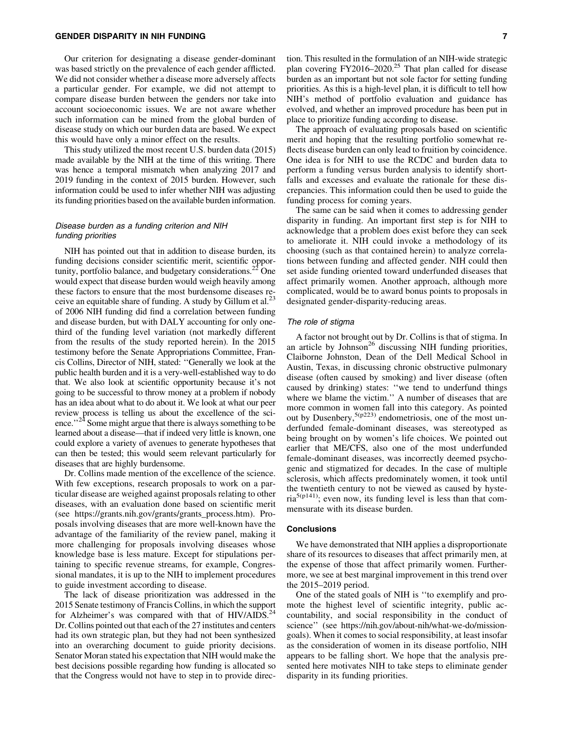Our criterion for designating a disease gender-dominant was based strictly on the prevalence of each gender afflicted. We did not consider whether a disease more adversely affects a particular gender. For example, we did not attempt to compare disease burden between the genders nor take into account socioeconomic issues. We are not aware whether such information can be mined from the global burden of disease study on which our burden data are based. We expect this would have only a minor effect on the results.

This study utilized the most recent U.S. burden data (2015) made available by the NIH at the time of this writing. There was hence a temporal mismatch when analyzing 2017 and 2019 funding in the context of 2015 burden. However, such information could be used to infer whether NIH was adjusting its funding priorities based on the available burden information.

### *Disease burden as a funding criterion and NIH funding priorities*

NIH has pointed out that in addition to disease burden, its funding decisions consider scientific merit, scientific opportunity, portfolio balance, and budgetary considerations.[22] One would expect that disease burden would weigh heavily among these factors to ensure that the most burdensome diseases receive an equitable share of funding. A study by Gillum et al.[23] of 2006 NIH funding did find a correlation between funding and disease burden, but with DALY accounting for only one-third of the funding level variation (not markedly different from the results of the study reported herein). In the 2015 testimony before the Senate Appropriations Committee, Francis Collins, Director of NIH, stated: ''Generally we look at the public health burden and it is a very-well-established way to do that. We also look at scientific opportunity because it's not going to be successful to throw money at a problem if nobody has an idea about what to do about it. We look at what our peer review process is telling us about the excellence of the science.''[24] Some might argue that there is always something to be learned about a disease—that if indeed very little is known, one could explore a variety of avenues to generate hypotheses that can then be tested; this would seem relevant particularly for diseases that are highly burdensome.

Dr. Collins made mention of the excellence of the science. With few exceptions, research proposals to work on a particular disease are weighed against proposals relating to other diseases, with an evaluation done based on scientific merit (see https://grants.nih.gov/grants/grants_process.htm). Proposals involving diseases that are more well-known have the advantage of the familiarity of the review panel, making it more challenging for proposals involving diseases whose knowledge base is less mature. Except for stipulations pertaining to specific revenue streams, for example, Congressional mandates, it is up to the NIH to implement procedures to guide investment according to disease.

The lack of disease prioritization was addressed in the 2015 Senate testimony of Francis Collins, in which the support for Alzheimer's was compared with that of HIV/AIDS.[24] Dr. Collins pointed out that each of the 27 institutes and centers had its own strategic plan, but they had not been synthesized into an overarching document to guide priority decisions. Senator Moran stated his expectation that NIH would make the best decisions possible regarding how funding is allocated so that the Congress would not have to step in to provide direction. This resulted in the formulation of an NIH-wide strategic plan covering FY2016–2020.[25] That plan called for disease burden as an important but not sole factor for setting funding priorities. As this is a high-level plan, it is difficult to tell how NIH's method of portfolio evaluation and guidance has evolved, and whether an improved procedure has been put in place to prioritize funding according to disease.

The approach of evaluating proposals based on scientific merit and hoping that the resulting portfolio somewhat reflects disease burden can only lead to fruition by coincidence. One idea is for NIH to use the RCDC and burden data to perform a funding versus burden analysis to identify shortfalls and excesses and evaluate the rationale for these discrepancies. This information could then be used to guide the funding process for coming years.

The same can be said when it comes to addressing gender disparity in funding. An important first step is for NIH to acknowledge that a problem does exist before they can seek to ameliorate it. NIH could invoke a methodology of its choosing (such as that contained herein) to analyze correlations between funding and affected gender. NIH could then set aside funding oriented toward underfunded diseases that affect primarily women. Another approach, although more complicated, would be to award bonus points to proposals in designated gender-disparity-reducing areas.

### *The role of stigma*

A factor not brought out by Dr. Collins is that of stigma. In an article by Johnson[26] discussing NIH funding priorities, Claiborne Johnston, Dean of the Dell Medical School in Austin, Texas, in discussing chronic obstructive pulmonary disease (often caused by smoking) and liver disease (often caused by drinking) states: ''we tend to underfund things where we blame the victim.'' A number of diseases that are more common in women fall into this category. As pointed out by Dusenbery,[5(p223)] endometriosis, one of the most underfunded female-dominant diseases, was stereotyped as being brought on by women's life choices. We pointed out earlier that ME/CFS, also one of the most underfunded female-dominant diseases, was incorrectly deemed psychogenic and stigmatized for decades. In the case of multiple sclerosis, which affects predominately women, it took until the twentieth century to not be viewed as caused by hysteria[5(p141)]; even now, its funding level is less than that commensurate with its disease burden.

## Conclusions

We have demonstrated that NIH applies a disproportionate share of its resources to diseases that affect primarily men, at the expense of those that affect primarily women. Furthermore, we see at best marginal improvement in this trend over the 2015–2019 period.

One of the stated goals of NIH is ''to exemplify and promote the highest level of scientific integrity, public accountability, and social responsibility in the conduct of science'' (see https://nih.gov/about-nih/what-we-do/mission-goals). When it comes to social responsibility, at least insofar as the consideration of women in its disease portfolio, NIH appears to be falling short. We hope that the analysis presented here motivates NIH to take steps to eliminate gender disparity in its funding priorities.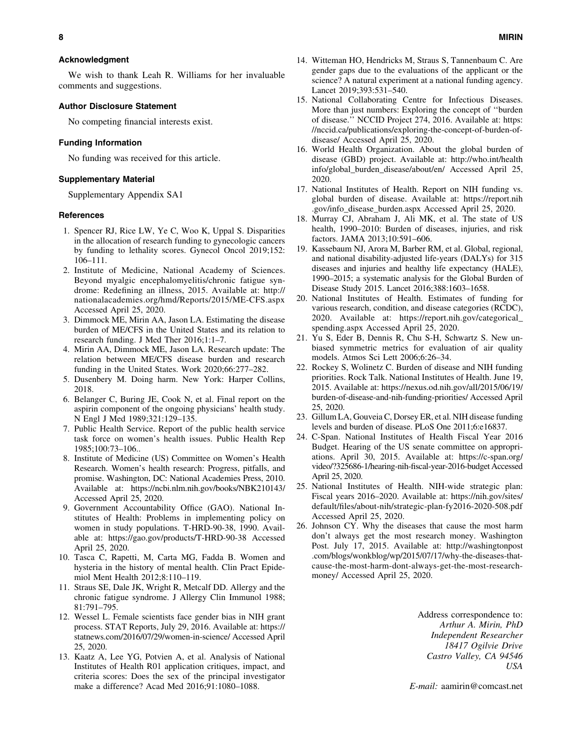## Acknowledgment

We wish to thank Leah R. Williams for her invaluable comments and suggestions.

## Author Disclosure Statement

No competing financial interests exist.

## Funding Information

No funding was received for this article.

## Supplementary Material

Supplementary Appendix SA1

## References

1. Spencer RJ, Rice LW, Ye C, Woo K, Uppal S. Disparities in the allocation of research funding to gynecologic cancers by funding to lethality scores. Gynecol Oncol 2019;152: 106–111.
2. Institute of Medicine, National Academy of Sciences. Beyond myalgic encephalomyelitis/chronic fatigue syndrome: Redefining an illness, 2015. Available at: http://nationalacademies.org/hmd/Reports/2015/ME-CFS.aspx Accessed April 25, 2020.
3. Dimmock ME, Mirin AA, Jason LA. Estimating the disease burden of ME/CFS in the United States and its relation to research funding. J Med Ther 2016;1:1–7.
4. Mirin AA, Dimmock ME, Jason LA. Research update: The relation between ME/CFS disease burden and research funding in the United States. Work 2020;66:277–282.
5. Dusenbery M. Doing harm. New York: Harper Collins, 2018.
6. Belanger C, Buring JE, Cook N, et al. Final report on the aspirin component of the ongoing physicians' health study. N Engl J Med 1989;321:129–135.
7. Public Health Service. Report of the public health service task force on women's health issues. Public Health Rep 1985;100:73–106..
8. Institute of Medicine (US) Committee on Women's Health Research. Women's health research: Progress, pitfalls, and promise. Washington, DC: National Academies Press, 2010. Available at: https://ncbi.nlm.nih.gov/books/NBK210143/ Accessed April 25, 2020.
9. Government Accountability Office (GAO). National Institutes of Health: Problems in implementing policy on women in study populations. T-HRD-90-38, 1990. Available at: https://gao.gov/products/T-HRD-90-38 Accessed April 25, 2020.
10. Tasca C, Rapetti, M, Carta MG, Fadda B. Women and hysteria in the history of mental health. Clin Pract Epidemiol Ment Health 2012;8:110–119.
11. Straus SE, Dale JK, Wright R, Metcalf DD. Allergy and the chronic fatigue syndrome. J Allergy Clin Immunol 1988; 81:791–795.
12. Wessel L. Female scientists face gender bias in NIH grant process. STAT Reports, July 29, 2016. Available at: https://statnews.com/2016/07/29/women-in-science/ Accessed April 25, 2020.
13. Kaatz A, Lee YG, Potvien A, et al. Analysis of National Institutes of Health R01 application critiques, impact, and criteria scores: Does the sex of the principal investigator make a difference? Acad Med 2016;91:1080–1088.
14. Witteman HO, Hendricks M, Straus S, Tannenbaum C. Are gender gaps due to the evaluations of the applicant or the science? A natural experiment at a national funding agency. Lancet 2019;393:531–540.
15. National Collaborating Centre for Infectious Diseases. More than just numbers: Exploring the concept of ''burden of disease.'' NCCID Project 274, 2016. Available at: https://nccid.ca/publications/exploring-the-concept-of-burden-of-disease/ Accessed April 25, 2020.
16. World Health Organization. About the global burden of disease (GBD) project. Available at: http://who.int/healthinfo/global_burden_disease/about/en/ Accessed April 25, 2020.
17. National Institutes of Health. Report on NIH funding vs. global burden of disease. Available at: https://report.nih.gov/info_disease_burden.aspx Accessed April 25, 2020.
18. Murray CJ, Abraham J, Ali MK, et al. The state of US health, 1990–2010: Burden of diseases, injuries, and risk factors. JAMA 2013;10:591–606.
19. Kassebaum NJ, Arora M, Barber RM, et al. Global, regional, and national disability-adjusted life-years (DALYs) for 315 diseases and injuries and healthy life expectancy (HALE), 1990–2015; a systematic analysis for the Global Burden of Disease Study 2015. Lancet 2016;388:1603–1658.
20. National Institutes of Health. Estimates of funding for various research, condition, and disease categories (RCDC), 2020. Available at: https://report.nih.gov/categorical_spending.aspx Accessed April 25, 2020.
21. Yu S, Eder B, Dennis R, Chu S-H, Schwartz S. New unbiased symmetric metrics for evaluation of air quality models. Atmos Sci Lett 2006;6:26–34.
22. Rockey S, Wolinetz C. Burden of disease and NIH funding priorities. Rock Talk. National Institutes of Health. June 19, 2015. Available at: https://nexus.od.nih.gov/all/2015/06/19/burden-of-disease-and-nih-funding-priorities/ Accessed April 25, 2020.
23. Gillum LA, Gouveia C, Dorsey ER, et al. NIH disease funding levels and burden of disease. PLoS One 2011;6:e16837.
24. C-Span. National Institutes of Health Fiscal Year 2016 Budget. Hearing of the US senate committee on appropriations. April 30, 2015. Available at: https://c-span.org/video/?325686-1/hearing-nih-fiscal-year-2016-budget Accessed April 25, 2020.
25. National Institutes of Health. NIH-wide strategic plan: Fiscal years 2016–2020. Available at: https://nih.gov/sites/default/files/about-nih/strategic-plan-fy2016-2020-508.pdf Accessed April 25, 2020.
26. Johnson CY. Why the diseases that cause the most harm don't always get the most research money. Washington Post. July 17, 2015. Available at: http://washingtonpost.com/blogs/wonkblog/wp/2015/07/17/why-the-diseases-that-cause-the-most-harm-dont-always-get-the-most-research-money/ Accessed April 25, 2020.

Address correspondence to:
*Arthur A. Mirin, PhD*
*Independent Researcher*
*18417 Ogilvie Drive*
*Castro Valley, CA 94546*
*USA*

*E-mail:* aamirin@comcast.net